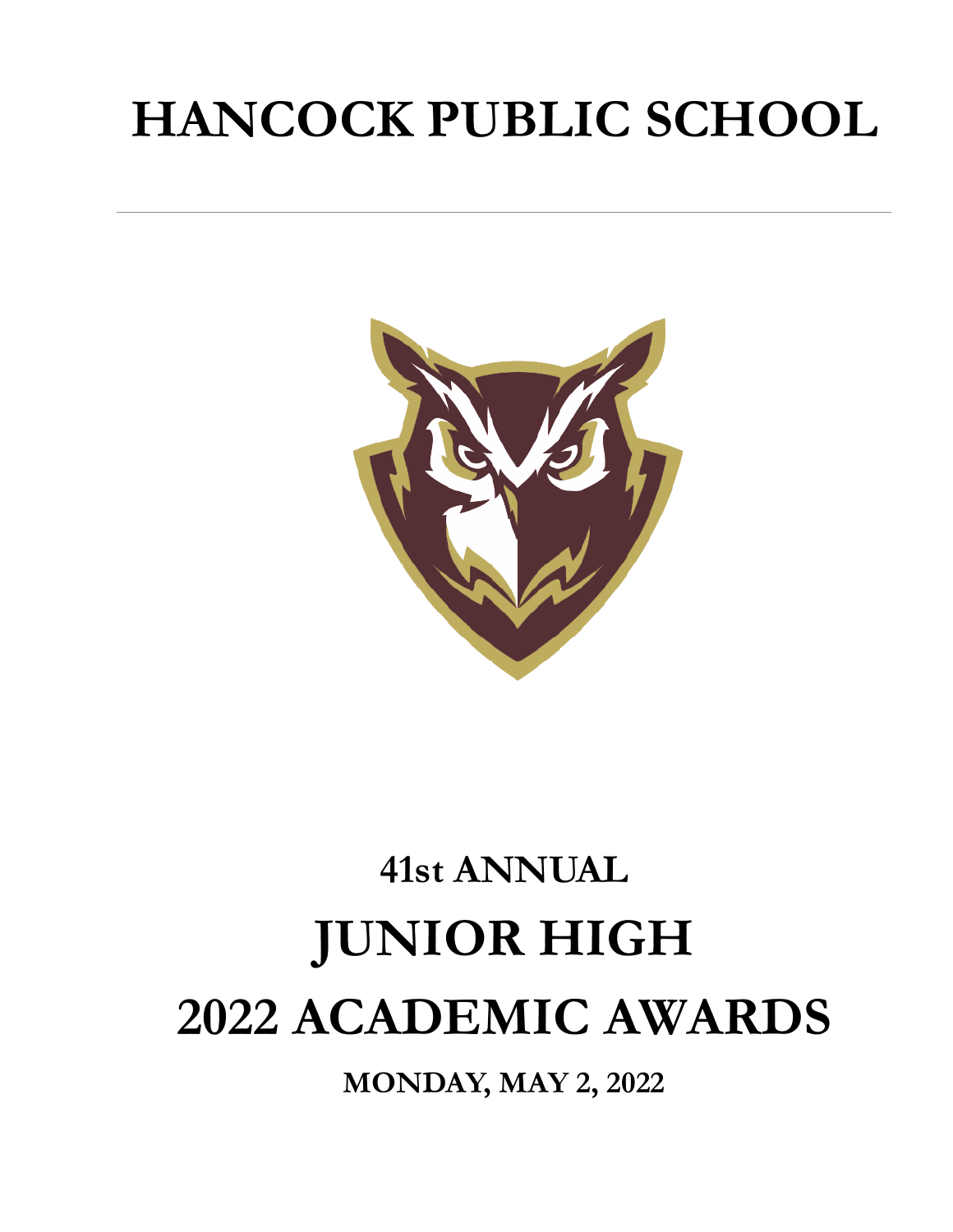# HANCOCK PUBLIC SCHOOL

---

## 41st ANNUAL

# JUNIOR HIGH

# 2022 ACADEMIC AWARDS

**MONDAY, MAY 2, 2022**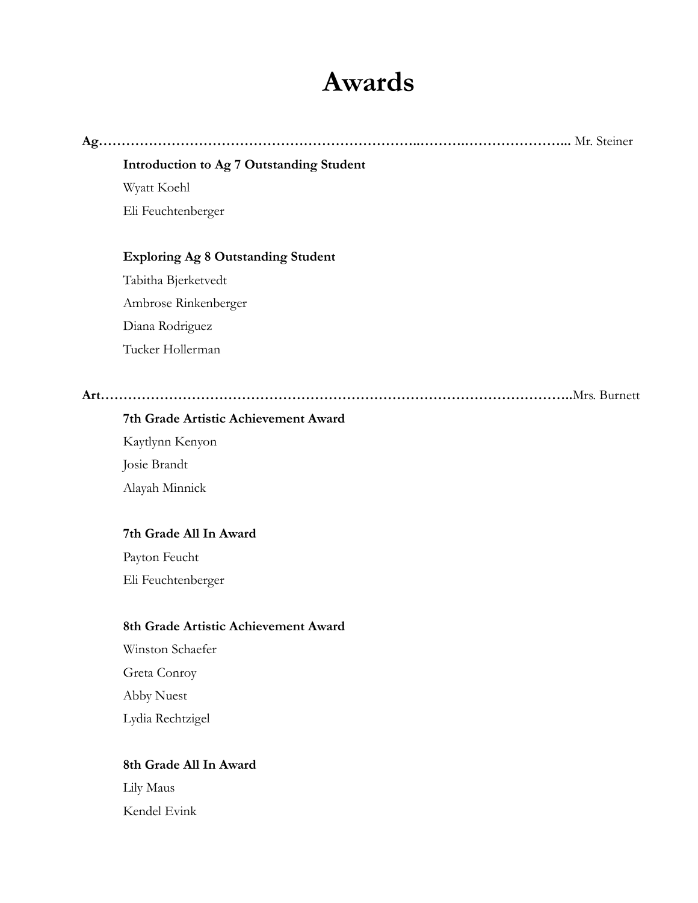# Awards

**Ag……………………………………………………………..……….…………………..** Mr. Steiner

**Introduction to Ag 7 Outstanding Student**

Wyatt Koehl

Eli Feuchtenberger

**Exploring Ag 8 Outstanding Student**

Tabitha Bjerketvedt

Ambrose Rinkenberger

Diana Rodriguez

Tucker Hollerman

**Art…………………………………………………………………………………………..**Mrs. Burnett

**7th Grade Artistic Achievement Award**

Kaytlynn Kenyon

Josie Brandt

Alayah Minnick

**7th Grade All In Award**

Payton Feucht

Eli Feuchtenberger

**8th Grade Artistic Achievement Award**

Winston Schaefer

Greta Conroy

Abby Nuest

Lydia Rechtzigel

**8th Grade All In Award**

Lily Maus

Kendel Evink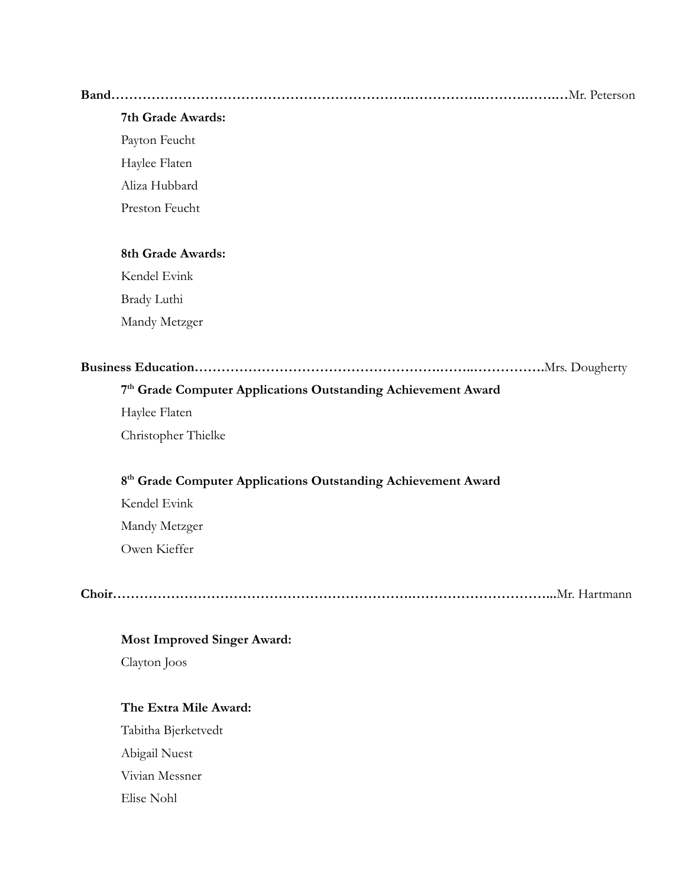**Band……………………………………………………………………………………………………Mr. Peterson**

**7th Grade Awards:**

Payton Feucht

Haylee Flaten

Aliza Hubbard

Preston Feucht

**8th Grade Awards:**

Kendel Evink

Brady Luthi

Mandy Metzger

**Business Education………………………………………………………………………Mrs. Dougherty**

**7th Grade Computer Applications Outstanding Achievement Award**

Haylee Flaten

Christopher Thielke

**8th Grade Computer Applications Outstanding Achievement Award**

Kendel Evink

Mandy Metzger

Owen Kieffer

**Choir……………………………………………………………………………………………Mr. Hartmann**

**Most Improved Singer Award:**

Clayton Joos

**The Extra Mile Award:**

Tabitha Bjerketvedt

Abigail Nuest

Vivian Messner

Elise Nohl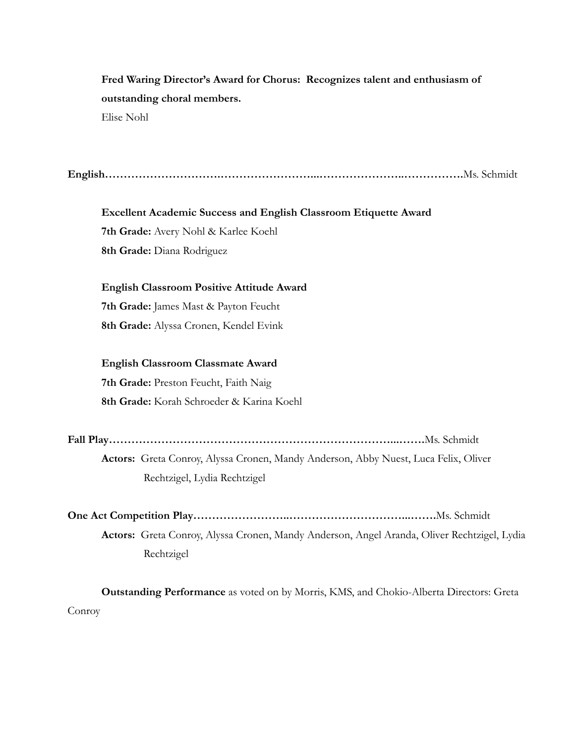**Fred Waring Director's Award for Chorus: Recognizes talent and enthusiasm of outstanding choral members.**

Elise Nohl

**English……………………….……………………...…………………..…………….**Ms. Schmidt

**Excellent Academic Success and English Classroom Etiquette Award**

**7th Grade:** Avery Nohl & Karlee Koehl

**8th Grade:** Diana Rodriguez

**English Classroom Positive Attitude Award**

**7th Grade:** James Mast & Payton Feucht

**8th Grade:** Alyssa Cronen, Kendel Evink

**English Classroom Classmate Award**

**7th Grade:** Preston Feucht, Faith Naig

**8th Grade:** Korah Schroeder & Karina Koehl

**Fall Play……………………………………………………………………...…….**Ms. Schmidt

**Actors:** Greta Conroy, Alyssa Cronen, Mandy Anderson, Abby Nuest, Luca Felix, Oliver Rechtzigel, Lydia Rechtzigel

**One Act Competition Play…………………..……………………………...…….**Ms. Schmidt

**Actors:** Greta Conroy, Alyssa Cronen, Mandy Anderson, Angel Aranda, Oliver Rechtzigel, Lydia Rechtzigel

**Outstanding Performance** as voted on by Morris, KMS, and Chokio-Alberta Directors: Greta Conroy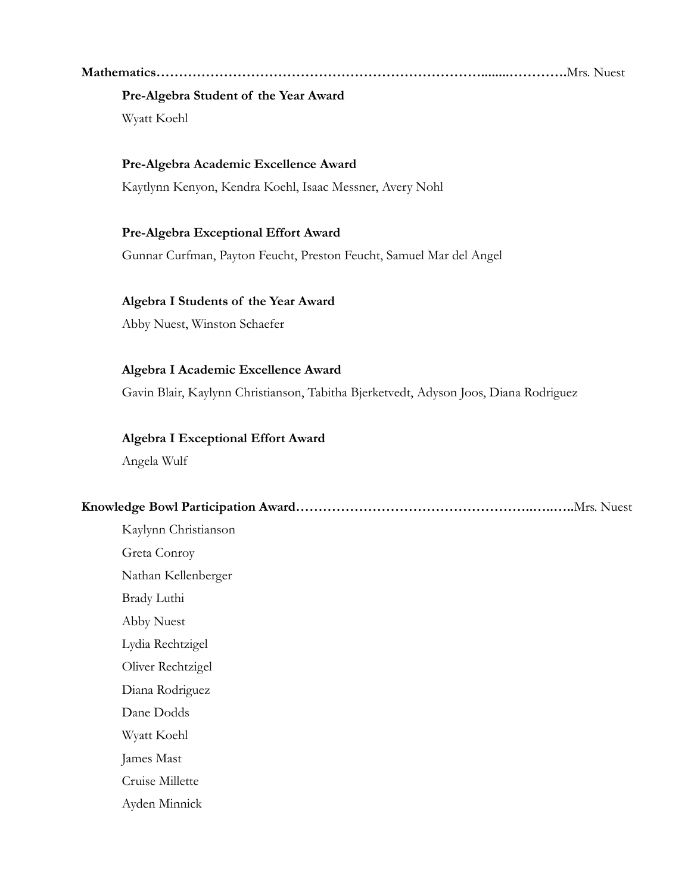**Mathematics……………………………………………………………….......………….**Mrs. Nuest

**Pre-Algebra Student of the Year Award**

Wyatt Koehl

**Pre-Algebra Academic Excellence Award**

Kaytlynn Kenyon, Kendra Koehl, Isaac Messner, Avery Nohl

**Pre-Algebra Exceptional Effort Award**

Gunnar Curfman, Payton Feucht, Preston Feucht, Samuel Mar del Angel

**Algebra I Students of the Year Award**

Abby Nuest, Winston Schaefer

**Algebra I Academic Excellence Award**

Gavin Blair, Kaylynn Christianson, Tabitha Bjerketvedt, Adyson Joos, Diana Rodriguez

**Algebra I Exceptional Effort Award**

Angela Wulf

**Knowledge Bowl Participation Award……………………………………………..…..…..**Mrs. Nuest

Kaylynn Christianson

Greta Conroy

Nathan Kellenberger

Brady Luthi

Abby Nuest

Lydia Rechtzigel

Oliver Rechtzigel

Diana Rodriguez

Dane Dodds

Wyatt Koehl

James Mast

Cruise Millette

Ayden Minnick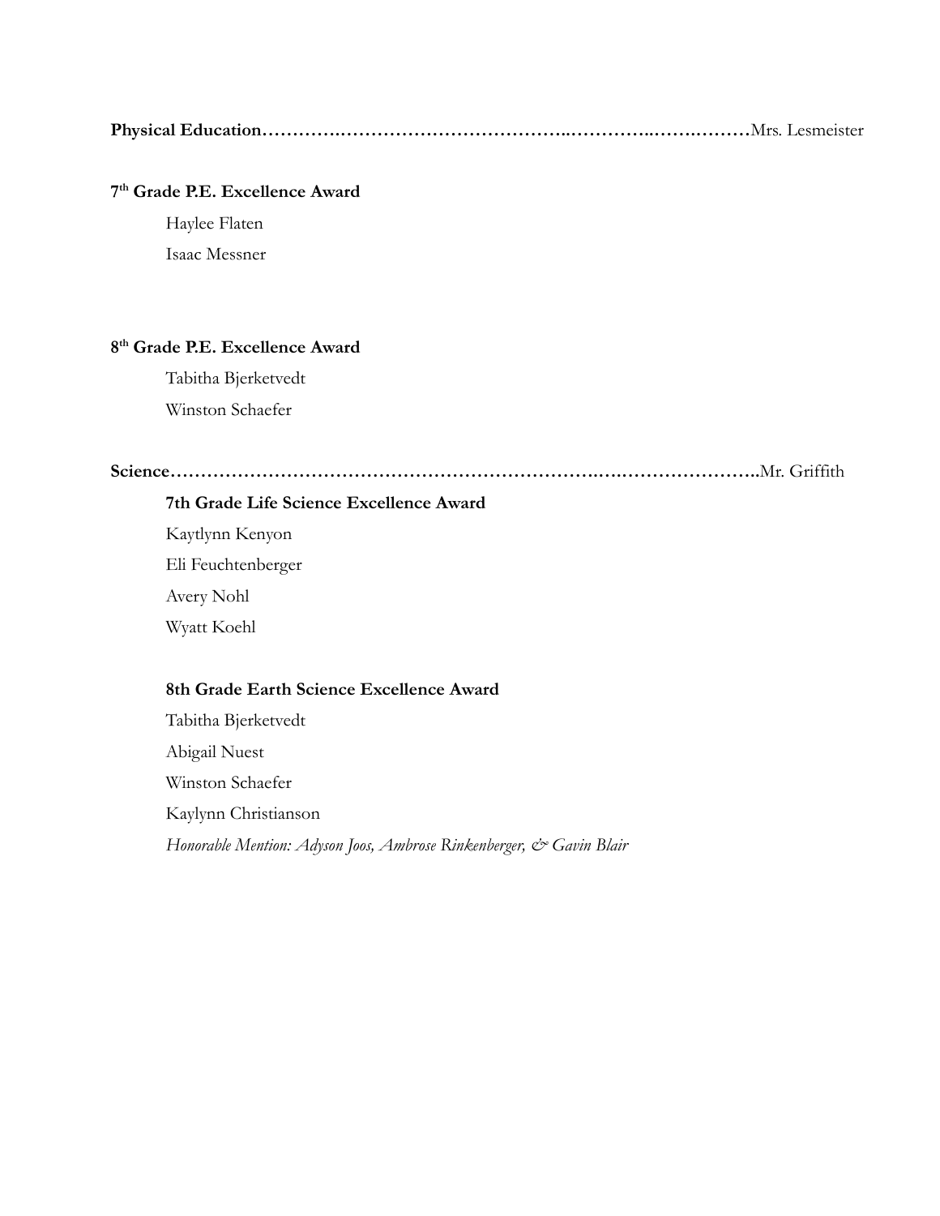**Physical Education……………………………………………………………………**Mrs. Lesmeister

**7th Grade P.E. Excellence Award**

Haylee Flaten

Isaac Messner

**8th Grade P.E. Excellence Award**

Tabitha Bjerketvedt

Winston Schaefer

**Science……………………………………………………………………………………..**Mr. Griffith

**7th Grade Life Science Excellence Award**

Kaytlynn Kenyon

Eli Feuchtenberger

Avery Nohl

Wyatt Koehl

**8th Grade Earth Science Excellence Award**

Tabitha Bjerketvedt

Abigail Nuest

Winston Schaefer

Kaylynn Christianson

*Honorable Mention: Adyson Joos, Ambrose Rinkenberger, & Gavin Blair*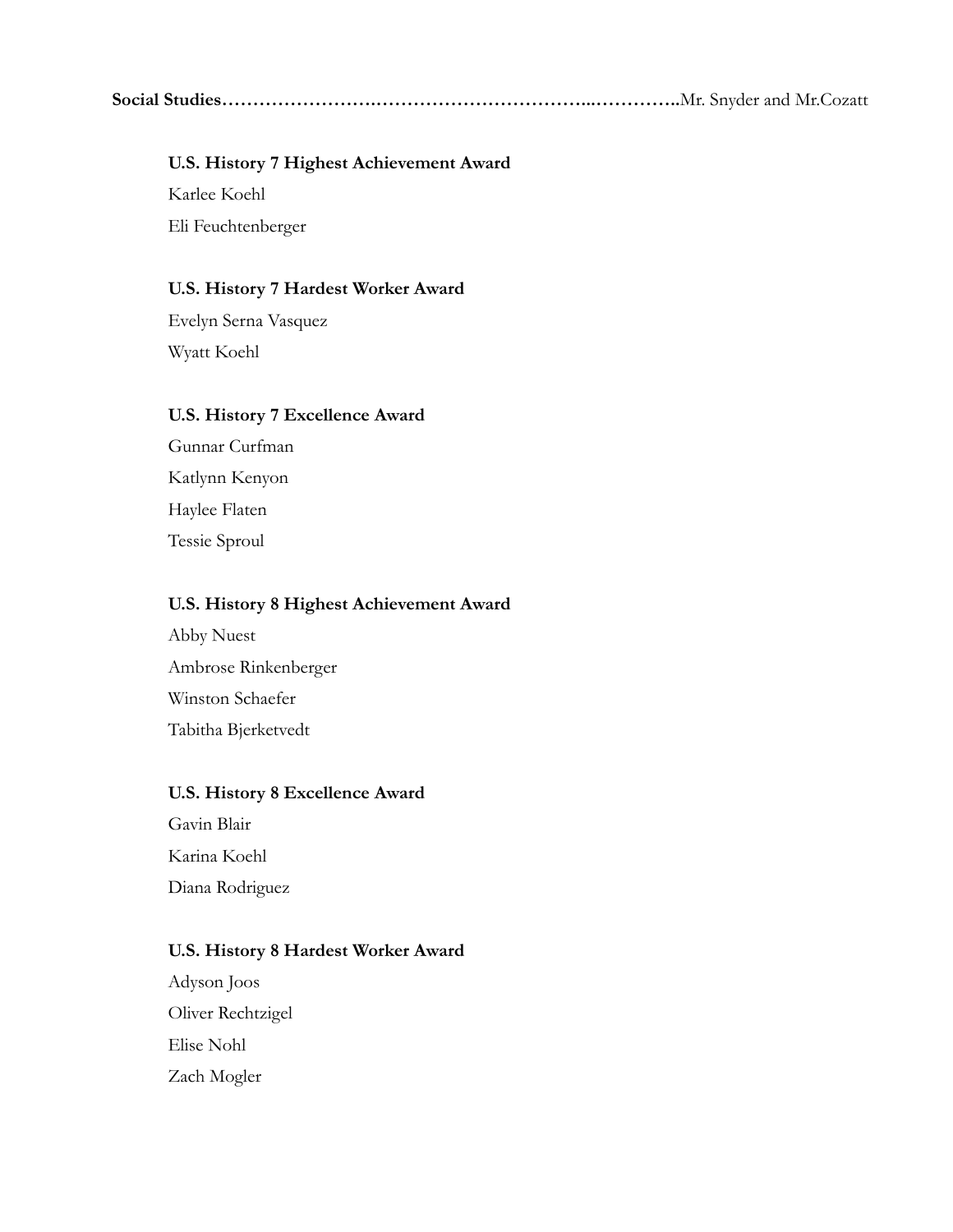**Social Studies……………………..……………………………...…………..**Mr. Snyder and Mr.Cozatt

**U.S. History 7 Highest Achievement Award**

Karlee Koehl

Eli Feuchtenberger

**U.S. History 7 Hardest Worker Award**

Evelyn Serna Vasquez

Wyatt Koehl

**U.S. History 7 Excellence Award**

Gunnar Curfman

Katlynn Kenyon

Haylee Flaten

Tessie Sproul

**U.S. History 8 Highest Achievement Award**

Abby Nuest

Ambrose Rinkenberger

Winston Schaefer

Tabitha Bjerketvedt

**U.S. History 8 Excellence Award**

Gavin Blair

Karina Koehl

Diana Rodriguez

**U.S. History 8 Hardest Worker Award**

Adyson Joos

Oliver Rechtzigel

Elise Nohl

Zach Mogler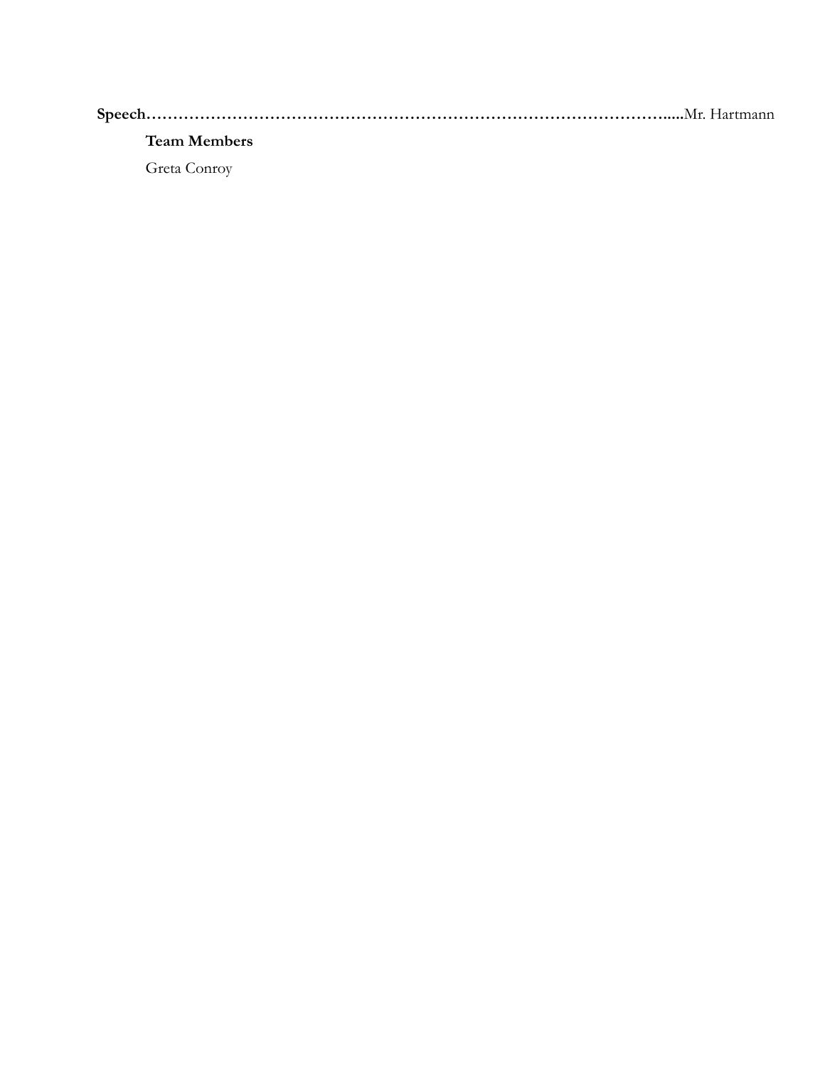**Speech**……………………………………………………………………………………......Mr. Hartmann

**Team Members**

Greta Conroy